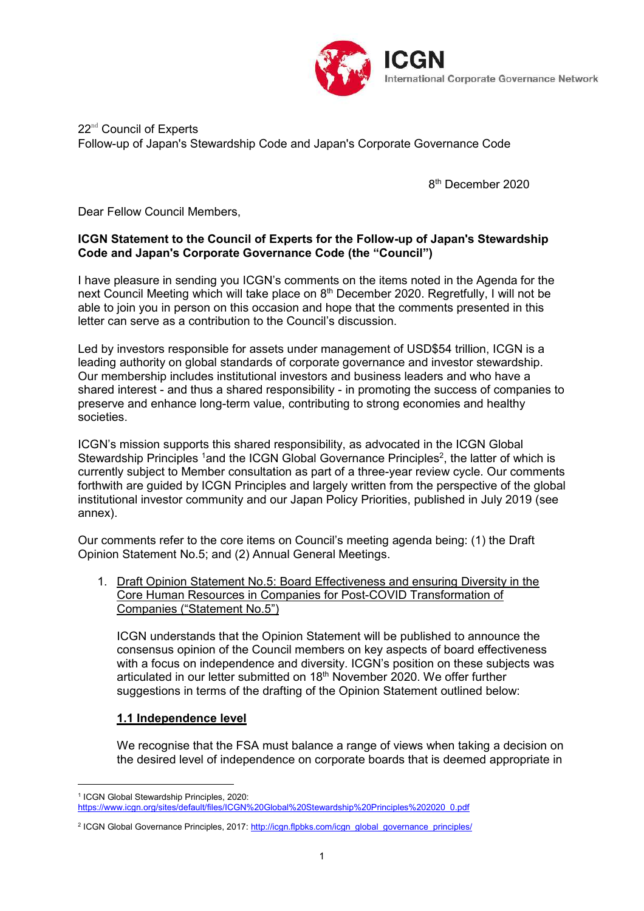22nd Council of Experts
Follow-up of Japan's Stewardship Code and Japan's Corporate Governance Code

8th December 2020

Dear Fellow Council Members,

**ICGN Statement to the Council of Experts for the Follow-up of Japan's Stewardship Code and Japan's Corporate Governance Code (the "Council")**

I have pleasure in sending you ICGN's comments on the items noted in the Agenda for the next Council Meeting which will take place on 8th December 2020. Regretfully, I will not be able to join you in person on this occasion and hope that the comments presented in this letter can serve as a contribution to the Council's discussion.

Led by investors responsible for assets under management of USD$54 trillion, ICGN is a leading authority on global standards of corporate governance and investor stewardship. Our membership includes institutional investors and business leaders and who have a shared interest - and thus a shared responsibility - in promoting the success of companies to preserve and enhance long-term value, contributing to strong economies and healthy societies.

ICGN's mission supports this shared responsibility, as advocated in the ICGN Global Stewardship Principles [1] and the ICGN Global Governance Principles[2], the latter of which is currently subject to Member consultation as part of a three-year review cycle. Our comments forthwith are guided by ICGN Principles and largely written from the perspective of the global institutional investor community and our Japan Policy Priorities, published in July 2019 (see annex).

Our comments refer to the core items on Council's meeting agenda being: (1) the Draft Opinion Statement No.5; and (2) Annual General Meetings.

1. Draft Opinion Statement No.5: Board Effectiveness and ensuring Diversity in the Core Human Resources in Companies for Post-COVID Transformation of Companies ("Statement No.5")

   ICGN understands that the Opinion Statement will be published to announce the consensus opinion of the Council members on key aspects of board effectiveness with a focus on independence and diversity. ICGN's position on these subjects was articulated in our letter submitted on 18th November 2020. We offer further suggestions in terms of the drafting of the Opinion Statement outlined below:

   **1.1 Independence level**

   We recognise that the FSA must balance a range of views when taking a decision on the desired level of independence on corporate boards that is deemed appropriate in

[1] ICGN Global Stewardship Principles, 2020: https://www.icgn.org/sites/default/files/ICGN%20Global%20Stewardship%20Principles%202020_0.pdf

[2] ICGN Global Governance Principles, 2017: http://icgn.flpbks.com/icgn_global_governance_principles/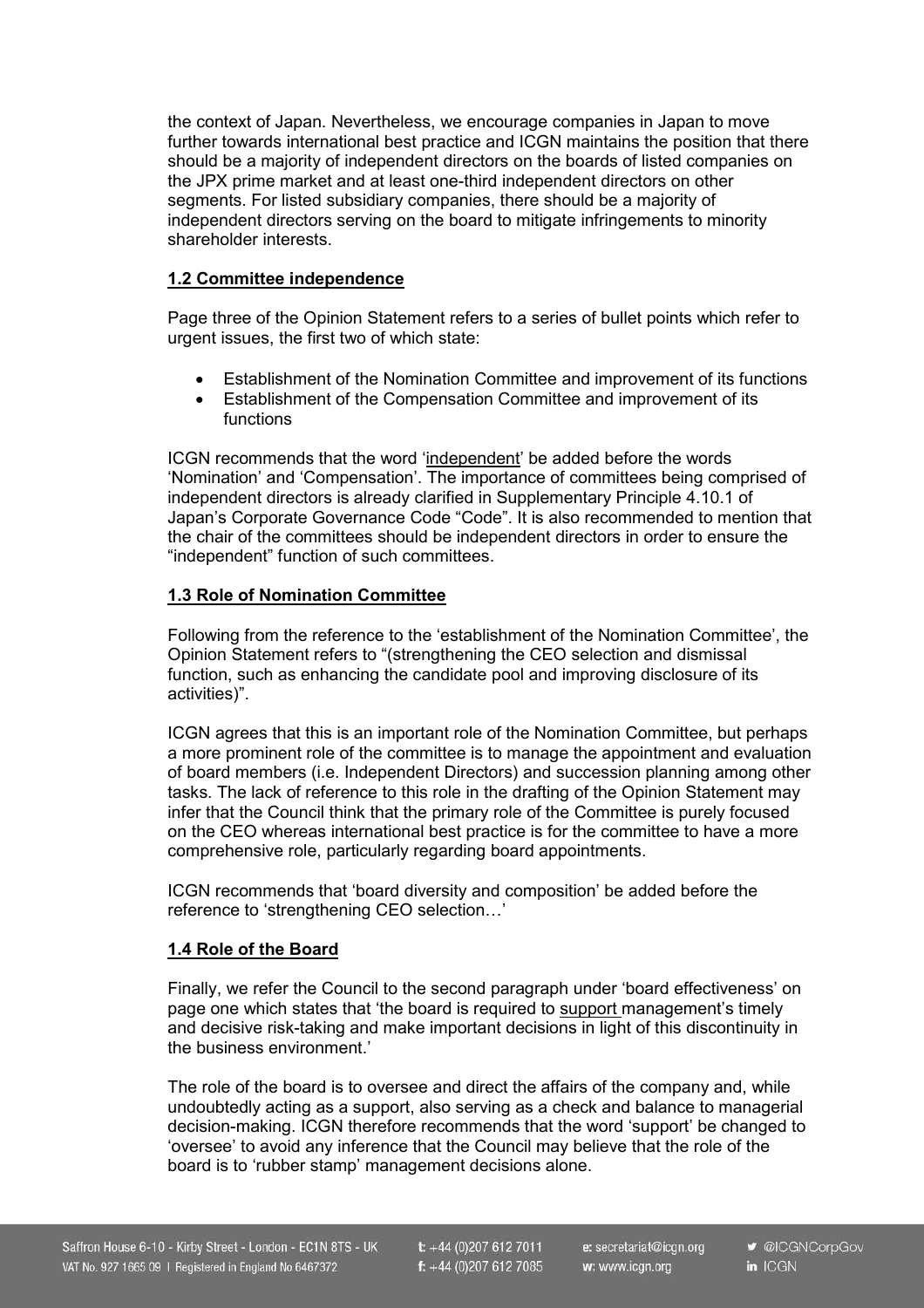the context of Japan. Nevertheless, we encourage companies in Japan to move further towards international best practice and ICGN maintains the position that there should be a majority of independent directors on the boards of listed companies on the JPX prime market and at least one-third independent directors on other segments. For listed subsidiary companies, there should be a majority of independent directors serving on the board to mitigate infringements to minority shareholder interests.

### 1.2 Committee independence

Page three of the Opinion Statement refers to a series of bullet points which refer to urgent issues, the first two of which state:

- Establishment of the Nomination Committee and improvement of its functions
- Establishment of the Compensation Committee and improvement of its functions

ICGN recommends that the word 'independent' be added before the words 'Nomination' and 'Compensation'. The importance of committees being comprised of independent directors is already clarified in Supplementary Principle 4.10.1 of Japan's Corporate Governance Code "Code". It is also recommended to mention that the chair of the committees should be independent directors in order to ensure the "independent" function of such committees.

### 1.3 Role of Nomination Committee

Following from the reference to the 'establishment of the Nomination Committee', the Opinion Statement refers to "(strengthening the CEO selection and dismissal function, such as enhancing the candidate pool and improving disclosure of its activities)".

ICGN agrees that this is an important role of the Nomination Committee, but perhaps a more prominent role of the committee is to manage the appointment and evaluation of board members (i.e. Independent Directors) and succession planning among other tasks. The lack of reference to this role in the drafting of the Opinion Statement may infer that the Council think that the primary role of the Committee is purely focused on the CEO whereas international best practice is for the committee to have a more comprehensive role, particularly regarding board appointments.

ICGN recommends that 'board diversity and composition' be added before the reference to 'strengthening CEO selection…'

### 1.4 Role of the Board

Finally, we refer the Council to the second paragraph under 'board effectiveness' on page one which states that 'the board is required to support management's timely and decisive risk-taking and make important decisions in light of this discontinuity in the business environment.'

The role of the board is to oversee and direct the affairs of the company and, while undoubtedly acting as a support, also serving as a check and balance to managerial decision-making. ICGN therefore recommends that the word 'support' be changed to 'oversee' to avoid any inference that the Council may believe that the role of the board is to 'rubber stamp' management decisions alone.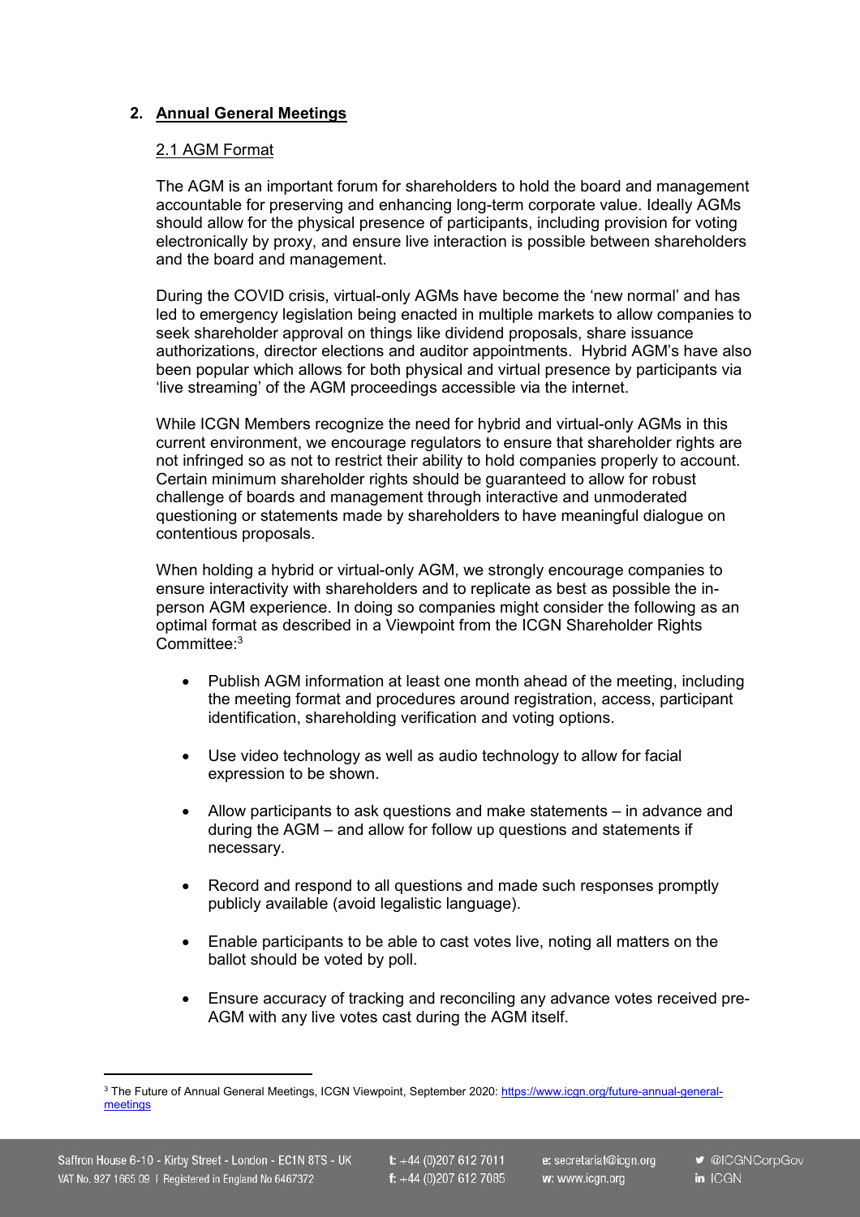## 2. Annual General Meetings

### 2.1 AGM Format

The AGM is an important forum for shareholders to hold the board and management accountable for preserving and enhancing long-term corporate value. Ideally AGMs should allow for the physical presence of participants, including provision for voting electronically by proxy, and ensure live interaction is possible between shareholders and the board and management.

During the COVID crisis, virtual-only AGMs have become the 'new normal' and has led to emergency legislation being enacted in multiple markets to allow companies to seek shareholder approval on things like dividend proposals, share issuance authorizations, director elections and auditor appointments. Hybrid AGM's have also been popular which allows for both physical and virtual presence by participants via 'live streaming' of the AGM proceedings accessible via the internet.

While ICGN Members recognize the need for hybrid and virtual-only AGMs in this current environment, we encourage regulators to ensure that shareholder rights are not infringed so as not to restrict their ability to hold companies properly to account. Certain minimum shareholder rights should be guaranteed to allow for robust challenge of boards and management through interactive and unmoderated questioning or statements made by shareholders to have meaningful dialogue on contentious proposals.

When holding a hybrid or virtual-only AGM, we strongly encourage companies to ensure interactivity with shareholders and to replicate as best as possible the in-person AGM experience. In doing so companies might consider the following as an optimal format as described in a Viewpoint from the ICGN Shareholder Rights Committee:[3]

- Publish AGM information at least one month ahead of the meeting, including the meeting format and procedures around registration, access, participant identification, shareholding verification and voting options.
- Use video technology as well as audio technology to allow for facial expression to be shown.
- Allow participants to ask questions and make statements – in advance and during the AGM – and allow for follow up questions and statements if necessary.
- Record and respond to all questions and made such responses promptly publicly available (avoid legalistic language).
- Enable participants to be able to cast votes live, noting all matters on the ballot should be voted by poll.
- Ensure accuracy of tracking and reconciling any advance votes received pre-AGM with any live votes cast during the AGM itself.

---

[3] The Future of Annual General Meetings, ICGN Viewpoint, September 2020: https://www.icgn.org/future-annual-general-meetings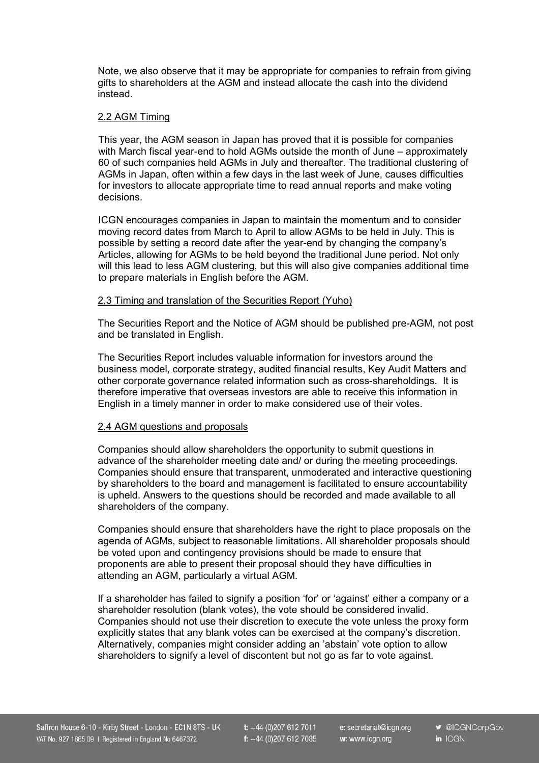Note, we also observe that it may be appropriate for companies to refrain from giving gifts to shareholders at the AGM and instead allocate the cash into the dividend instead.

### 2.2 AGM Timing

This year, the AGM season in Japan has proved that it is possible for companies with March fiscal year-end to hold AGMs outside the month of June – approximately 60 of such companies held AGMs in July and thereafter. The traditional clustering of AGMs in Japan, often within a few days in the last week of June, causes difficulties for investors to allocate appropriate time to read annual reports and make voting decisions.

ICGN encourages companies in Japan to maintain the momentum and to consider moving record dates from March to April to allow AGMs to be held in July. This is possible by setting a record date after the year-end by changing the company's Articles, allowing for AGMs to be held beyond the traditional June period. Not only will this lead to less AGM clustering, but this will also give companies additional time to prepare materials in English before the AGM.

### 2.3 Timing and translation of the Securities Report (Yuho)

The Securities Report and the Notice of AGM should be published pre-AGM, not post and be translated in English.

The Securities Report includes valuable information for investors around the business model, corporate strategy, audited financial results, Key Audit Matters and other corporate governance related information such as cross-shareholdings. It is therefore imperative that overseas investors are able to receive this information in English in a timely manner in order to make considered use of their votes.

### 2.4 AGM questions and proposals

Companies should allow shareholders the opportunity to submit questions in advance of the shareholder meeting date and/ or during the meeting proceedings. Companies should ensure that transparent, unmoderated and interactive questioning by shareholders to the board and management is facilitated to ensure accountability is upheld. Answers to the questions should be recorded and made available to all shareholders of the company.

Companies should ensure that shareholders have the right to place proposals on the agenda of AGMs, subject to reasonable limitations. All shareholder proposals should be voted upon and contingency provisions should be made to ensure that proponents are able to present their proposal should they have difficulties in attending an AGM, particularly a virtual AGM.

If a shareholder has failed to signify a position 'for' or 'against' either a company or a shareholder resolution (blank votes), the vote should be considered invalid. Companies should not use their discretion to execute the vote unless the proxy form explicitly states that any blank votes can be exercised at the company's discretion. Alternatively, companies might consider adding an 'abstain' vote option to allow shareholders to signify a level of discontent but not go as far to vote against.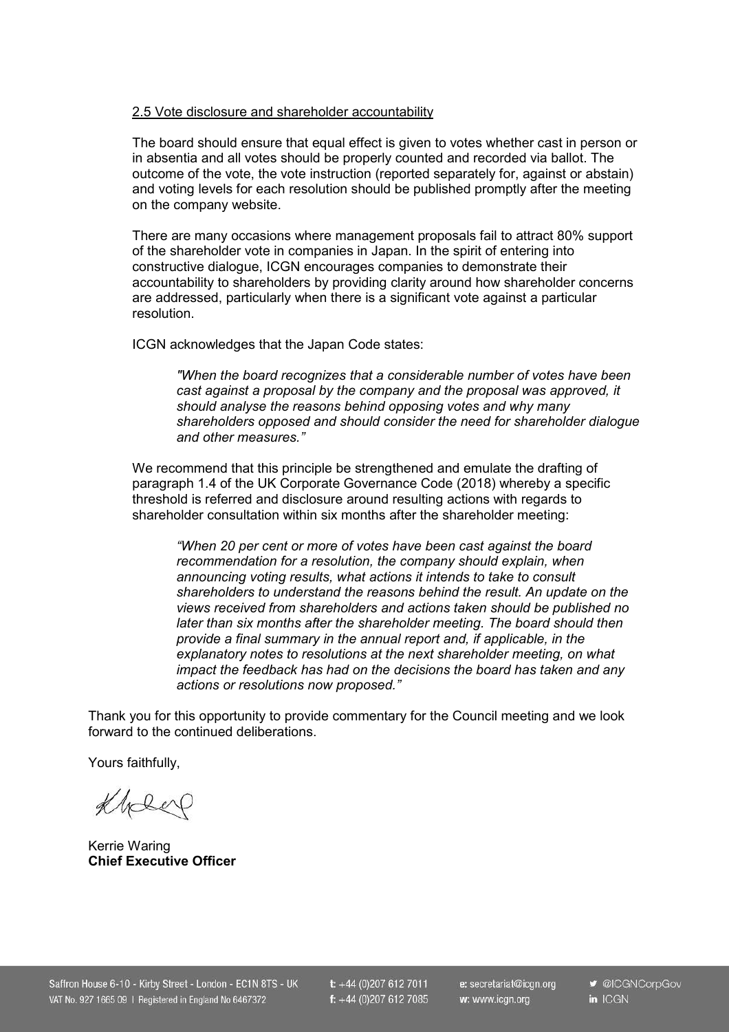2.5 Vote disclosure and shareholder accountability

The board should ensure that equal effect is given to votes whether cast in person or in absentia and all votes should be properly counted and recorded via ballot. The outcome of the vote, the vote instruction (reported separately for, against or abstain) and voting levels for each resolution should be published promptly after the meeting on the company website.

There are many occasions where management proposals fail to attract 80% support of the shareholder vote in companies in Japan. In the spirit of entering into constructive dialogue, ICGN encourages companies to demonstrate their accountability to shareholders by providing clarity around how shareholder concerns are addressed, particularly when there is a significant vote against a particular resolution.

ICGN acknowledges that the Japan Code states:

> *"When the board recognizes that a considerable number of votes have been cast against a proposal by the company and the proposal was approved, it should analyse the reasons behind opposing votes and why many shareholders opposed and should consider the need for shareholder dialogue and other measures."*

We recommend that this principle be strengthened and emulate the drafting of paragraph 1.4 of the UK Corporate Governance Code (2018) whereby a specific threshold is referred and disclosure around resulting actions with regards to shareholder consultation within six months after the shareholder meeting:

> *"When 20 per cent or more of votes have been cast against the board recommendation for a resolution, the company should explain, when announcing voting results, what actions it intends to take to consult shareholders to understand the reasons behind the result. An update on the views received from shareholders and actions taken should be published no later than six months after the shareholder meeting. The board should then provide a final summary in the annual report and, if applicable, in the explanatory notes to resolutions at the next shareholder meeting, on what impact the feedback has had on the decisions the board has taken and any actions or resolutions now proposed."*

Thank you for this opportunity to provide commentary for the Council meeting and we look forward to the continued deliberations.

Yours faithfully,

Kerrie Waring
**Chief Executive Officer**

Saffron House 6-10 - Kirby Street - London - EC1N 8TS - UK t: +44 (0)207 612 7011 e: secretariat@icgn.org @ICGNCorpGov
VAT No. 927 1665 09 | Registered in England No 6467372 f: +44 (0)207 612 7085 w: www.icgn.org in ICGN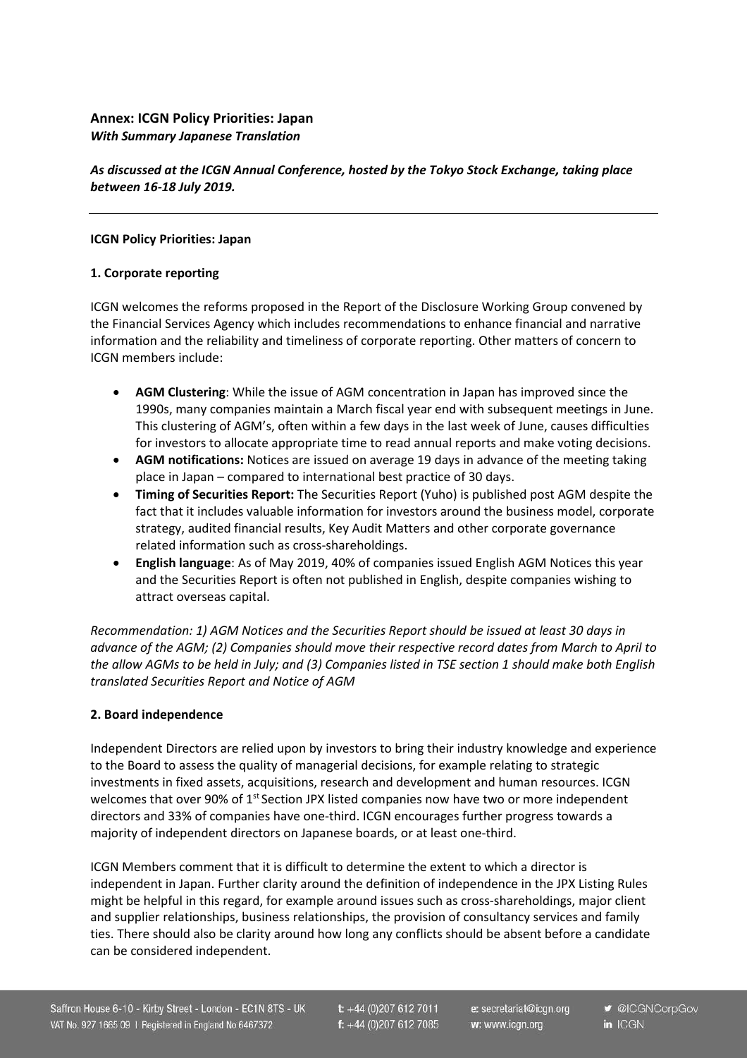**Annex: ICGN Policy Priorities: Japan**
***With Summary Japanese Translation***

***As discussed at the ICGN Annual Conference, hosted by the Tokyo Stock Exchange, taking place between 16-18 July 2019.***

---

**ICGN Policy Priorities: Japan**

**1. Corporate reporting**

ICGN welcomes the reforms proposed in the Report of the Disclosure Working Group convened by the Financial Services Agency which includes recommendations to enhance financial and narrative information and the reliability and timeliness of corporate reporting. Other matters of concern to ICGN members include:

- **AGM Clustering**: While the issue of AGM concentration in Japan has improved since the 1990s, many companies maintain a March fiscal year end with subsequent meetings in June. This clustering of AGM's, often within a few days in the last week of June, causes difficulties for investors to allocate appropriate time to read annual reports and make voting decisions.
- **AGM notifications:** Notices are issued on average 19 days in advance of the meeting taking place in Japan – compared to international best practice of 30 days.
- **Timing of Securities Report:** The Securities Report (Yuho) is published post AGM despite the fact that it includes valuable information for investors around the business model, corporate strategy, audited financial results, Key Audit Matters and other corporate governance related information such as cross-shareholdings.
- **English language**: As of May 2019, 40% of companies issued English AGM Notices this year and the Securities Report is often not published in English, despite companies wishing to attract overseas capital.

*Recommendation: 1) AGM Notices and the Securities Report should be issued at least 30 days in advance of the AGM; (2) Companies should move their respective record dates from March to April to the allow AGMs to be held in July; and (3) Companies listed in TSE section 1 should make both English translated Securities Report and Notice of AGM*

**2. Board independence**

Independent Directors are relied upon by investors to bring their industry knowledge and experience to the Board to assess the quality of managerial decisions, for example relating to strategic investments in fixed assets, acquisitions, research and development and human resources. ICGN welcomes that over 90% of 1st Section JPX listed companies now have two or more independent directors and 33% of companies have one-third. ICGN encourages further progress towards a majority of independent directors on Japanese boards, or at least one-third.

ICGN Members comment that it is difficult to determine the extent to which a director is independent in Japan. Further clarity around the definition of independence in the JPX Listing Rules might be helpful in this regard, for example around issues such as cross-shareholdings, major client and supplier relationships, business relationships, the provision of consultancy services and family ties. There should also be clarity around how long any conflicts should be absent before a candidate can be considered independent.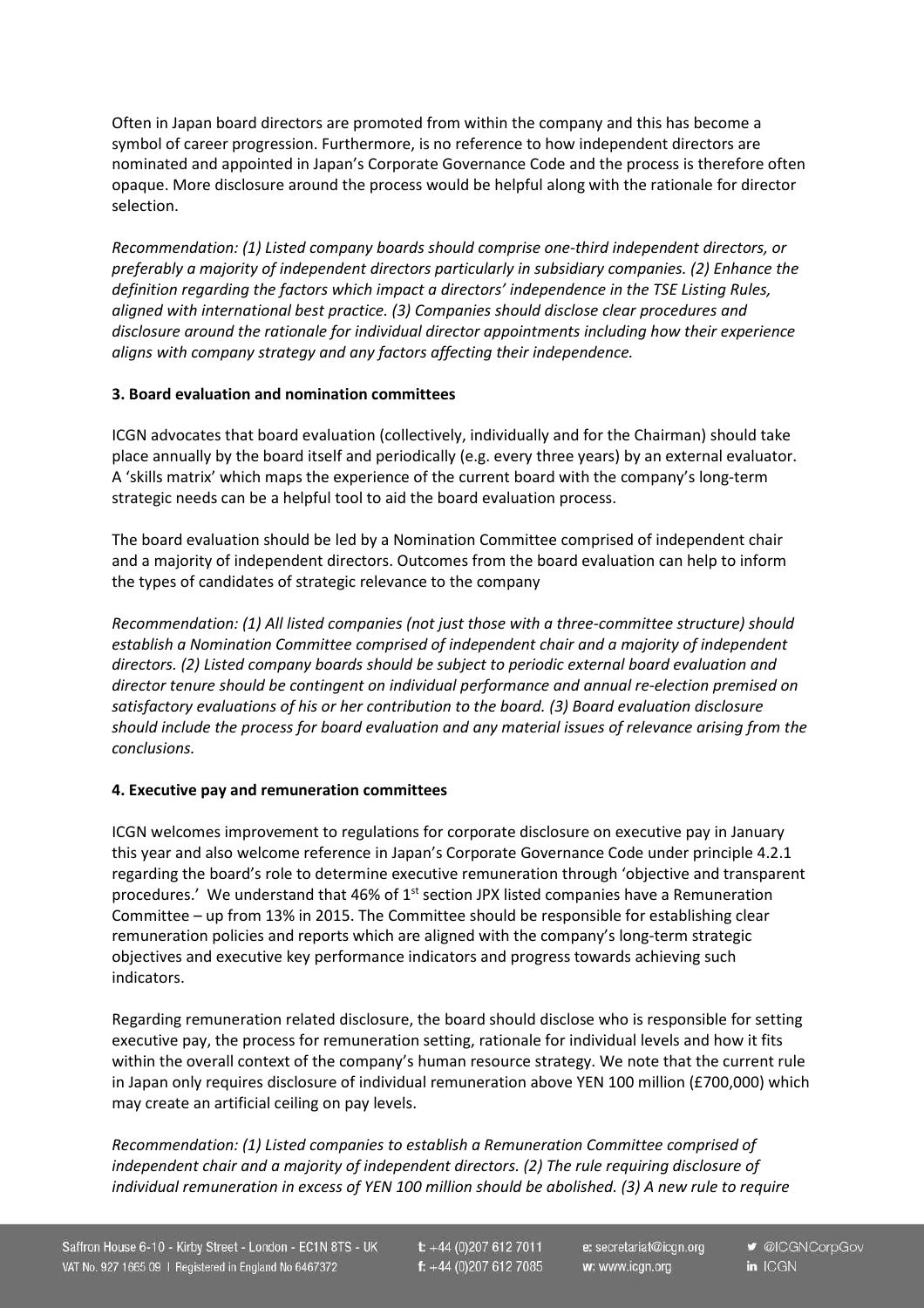Often in Japan board directors are promoted from within the company and this has become a symbol of career progression. Furthermore, is no reference to how independent directors are nominated and appointed in Japan's Corporate Governance Code and the process is therefore often opaque. More disclosure around the process would be helpful along with the rationale for director selection.

*Recommendation: (1) Listed company boards should comprise one-third independent directors, or preferably a majority of independent directors particularly in subsidiary companies. (2) Enhance the definition regarding the factors which impact a directors' independence in the TSE Listing Rules, aligned with international best practice. (3) Companies should disclose clear procedures and disclosure around the rationale for individual director appointments including how their experience aligns with company strategy and any factors affecting their independence.*

### 3. Board evaluation and nomination committees

ICGN advocates that board evaluation (collectively, individually and for the Chairman) should take place annually by the board itself and periodically (e.g. every three years) by an external evaluator. A 'skills matrix' which maps the experience of the current board with the company's long-term strategic needs can be a helpful tool to aid the board evaluation process.

The board evaluation should be led by a Nomination Committee comprised of independent chair and a majority of independent directors. Outcomes from the board evaluation can help to inform the types of candidates of strategic relevance to the company

*Recommendation: (1) All listed companies (not just those with a three-committee structure) should establish a Nomination Committee comprised of independent chair and a majority of independent directors. (2) Listed company boards should be subject to periodic external board evaluation and director tenure should be contingent on individual performance and annual re-election premised on satisfactory evaluations of his or her contribution to the board. (3) Board evaluation disclosure should include the process for board evaluation and any material issues of relevance arising from the conclusions.*

### 4. Executive pay and remuneration committees

ICGN welcomes improvement to regulations for corporate disclosure on executive pay in January this year and also welcome reference in Japan's Corporate Governance Code under principle 4.2.1 regarding the board's role to determine executive remuneration through 'objective and transparent procedures.' We understand that 46% of 1st section JPX listed companies have a Remuneration Committee – up from 13% in 2015. The Committee should be responsible for establishing clear remuneration policies and reports which are aligned with the company's long-term strategic objectives and executive key performance indicators and progress towards achieving such indicators.

Regarding remuneration related disclosure, the board should disclose who is responsible for setting executive pay, the process for remuneration setting, rationale for individual levels and how it fits within the overall context of the company's human resource strategy. We note that the current rule in Japan only requires disclosure of individual remuneration above YEN 100 million (£700,000) which may create an artificial ceiling on pay levels.

*Recommendation: (1) Listed companies to establish a Remuneration Committee comprised of independent chair and a majority of independent directors. (2) The rule requiring disclosure of individual remuneration in excess of YEN 100 million should be abolished. (3) A new rule to require*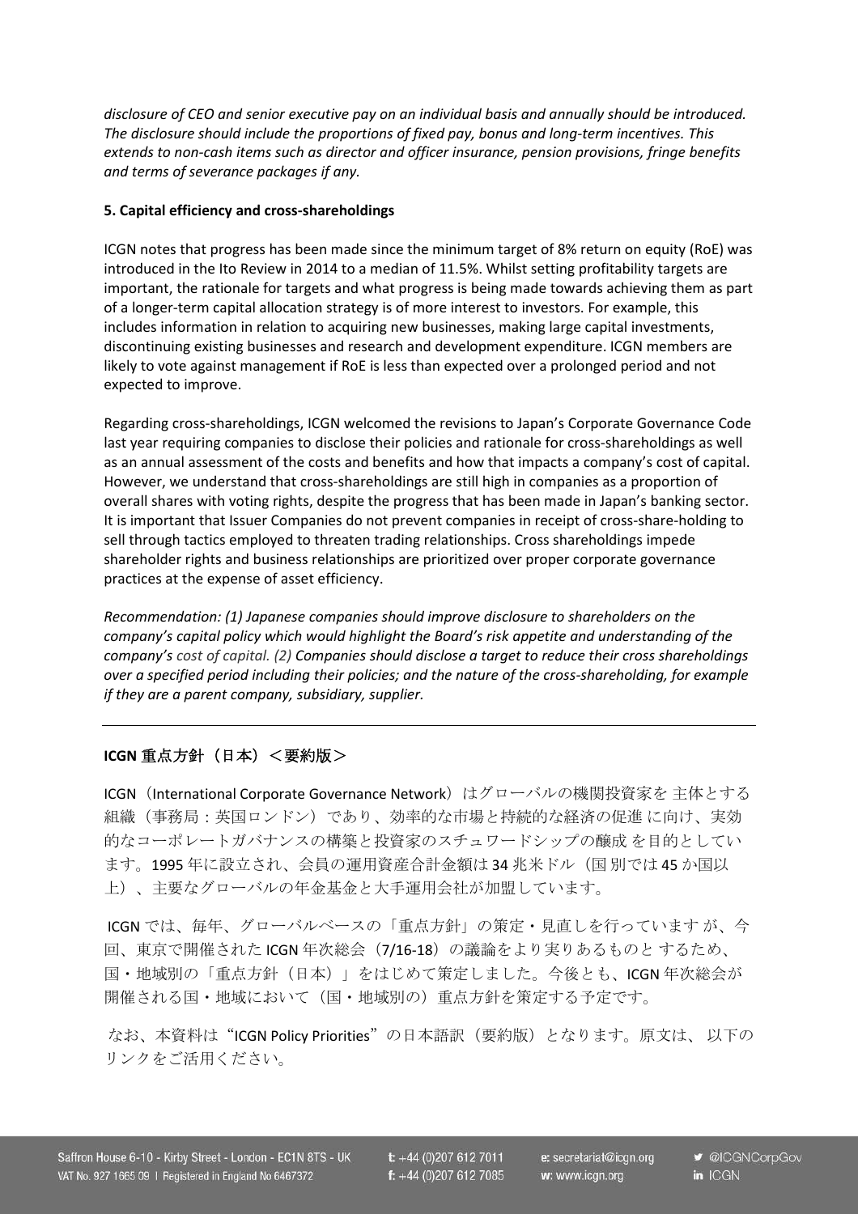*disclosure of CEO and senior executive pay on an individual basis and annually should be introduced. The disclosure should include the proportions of fixed pay, bonus and long-term incentives. This extends to non-cash items such as director and officer insurance, pension provisions, fringe benefits and terms of severance packages if any.*

**5. Capital efficiency and cross-shareholdings**

ICGN notes that progress has been made since the minimum target of 8% return on equity (RoE) was introduced in the Ito Review in 2014 to a median of 11.5%. Whilst setting profitability targets are important, the rationale for targets and what progress is being made towards achieving them as part of a longer-term capital allocation strategy is of more interest to investors. For example, this includes information in relation to acquiring new businesses, making large capital investments, discontinuing existing businesses and research and development expenditure. ICGN members are likely to vote against management if RoE is less than expected over a prolonged period and not expected to improve.

Regarding cross-shareholdings, ICGN welcomed the revisions to Japan's Corporate Governance Code last year requiring companies to disclose their policies and rationale for cross-shareholdings as well as an annual assessment of the costs and benefits and how that impacts a company's cost of capital. However, we understand that cross-shareholdings are still high in companies as a proportion of overall shares with voting rights, despite the progress that has been made in Japan's banking sector. It is important that Issuer Companies do not prevent companies in receipt of cross-share-holding to sell through tactics employed to threaten trading relationships. Cross shareholdings impede shareholder rights and business relationships are prioritized over proper corporate governance practices at the expense of asset efficiency.

*Recommendation: (1) Japanese companies should improve disclosure to shareholders on the company's capital policy which would highlight the Board's risk appetite and understanding of the company's cost of capital. (2) Companies should disclose a target to reduce their cross shareholdings over a specified period including their policies; and the nature of the cross-shareholding, for example if they are a parent company, subsidiary, supplier.*

---

**ICGN 重点方針（日本）＜要約版＞**

ICGN（International Corporate Governance Network）はグローバルの機関投資家を 主体とする組織（事務局：英国ロンドン）であり、効率的な市場と持続的な経済の促進 に向け、実効的なコーポレートガバナンスの構築と投資家のスチュワードシップの醸成 を目的としています。1995 年に設立され、会員の運用資産合計金額は 34 兆米ドル（国 別では 45 か国以上）、主要なグローバルの年金基金と大手運用会社が加盟しています。

ICGN では、毎年、グローバルベースの「重点方針」の策定・見直しを行っています が、今回、東京で開催された ICGN 年次総会（7/16-18）の議論をより実りあるものと するため、国・地域別の「重点方針（日本）」をはじめて策定しました。今後とも、ICGN 年次総会が開催される国・地域において（国・地域別の）重点方針を策定する予定です。

なお、本資料は"ICGN Policy Priorities"の日本語訳（要約版）となります。原文は、 以下のリンクをご活用ください。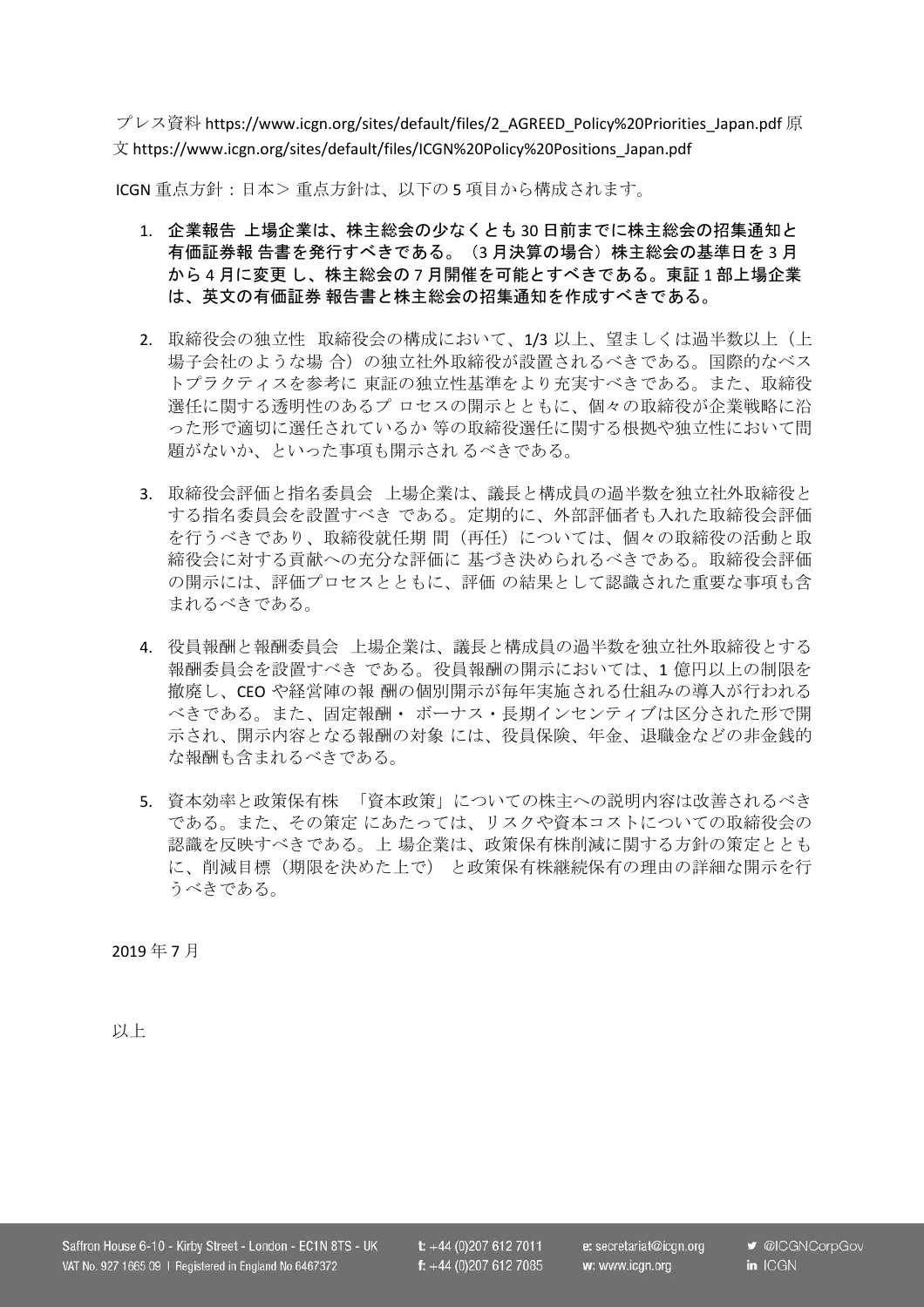プレス資料 https://www.icgn.org/sites/default/files/2_AGREED_Policy%20Priorities_Japan.pdf 原文 https://www.icgn.org/sites/default/files/ICGN%20Policy%20Positions_Japan.pdf

ICGN 重点方針：日本＞ 重点方針は、以下の 5 項目から構成されます。

1. **企業報告 上場企業は、株主総会の少なくとも 30 日前までに株主総会の招集通知と有価証券報 告書を発行すべきである。（3 月決算の場合）株主総会の基準日を 3 月から 4 月に変更 し、株主総会の 7 月開催を可能とすべきである。東証 1 部上場企業は、英文の有価証券 報告書と株主総会の招集通知を作成すべきである。**

2. 取締役会の独立性 取締役会の構成において、1/3 以上、望ましくは過半数以上（上場子会社のような場 合）の独立社外取締役が設置されるべきである。国際的なベストプラクティスを参考に 東証の独立性基準をより充実すべきである。また、取締役選任に関する透明性のあるプ ロセスの開示とともに、個々の取締役が企業戦略に沿った形で適切に選任されているか 等の取締役選任に関する根拠や独立性において問題がないか、といった事項も開示され るべきである。

3. 取締役会評価と指名委員会 上場企業は、議長と構成員の過半数を独立社外取締役とする指名委員会を設置すべき である。定期的に、外部評価者も入れた取締役会評価を行うべきであり、取締役就任期 間（再任）については、個々の取締役の活動と取締役会に対する貢献への充分な評価に 基づき決められるべきである。取締役会評価の開示には、評価プロセスとともに、評価 の結果として認識された重要な事項も含まれるべきである。

4. 役員報酬と報酬委員会 上場企業は、議長と構成員の過半数を独立社外取締役とする報酬委員会を設置すべき である。役員報酬の開示においては、1 億円以上の制限を撤廃し、CEO や経営陣の報 酬の個別開示が毎年実施される仕組みの導入が行われるべきである。また、固定報酬・ ボーナス・長期インセンティブは区分された形で開示され、開示内容となる報酬の対象 には、役員保険、年金、退職金などの非金銭的な報酬も含まれるべきである。

5. 資本効率と政策保有株 「資本政策」についての株主への説明内容は改善されるべきである。また、その策定 にあたっては、リスクや資本コストについての取締役会の認識を反映すべきである。上 場企業は、政策保有株削減に関する方針の策定とともに、削減目標（期限を決めた上で） と政策保有株継続保有の理由の詳細な開示を行うべきである。

2019 年 7 月

以上